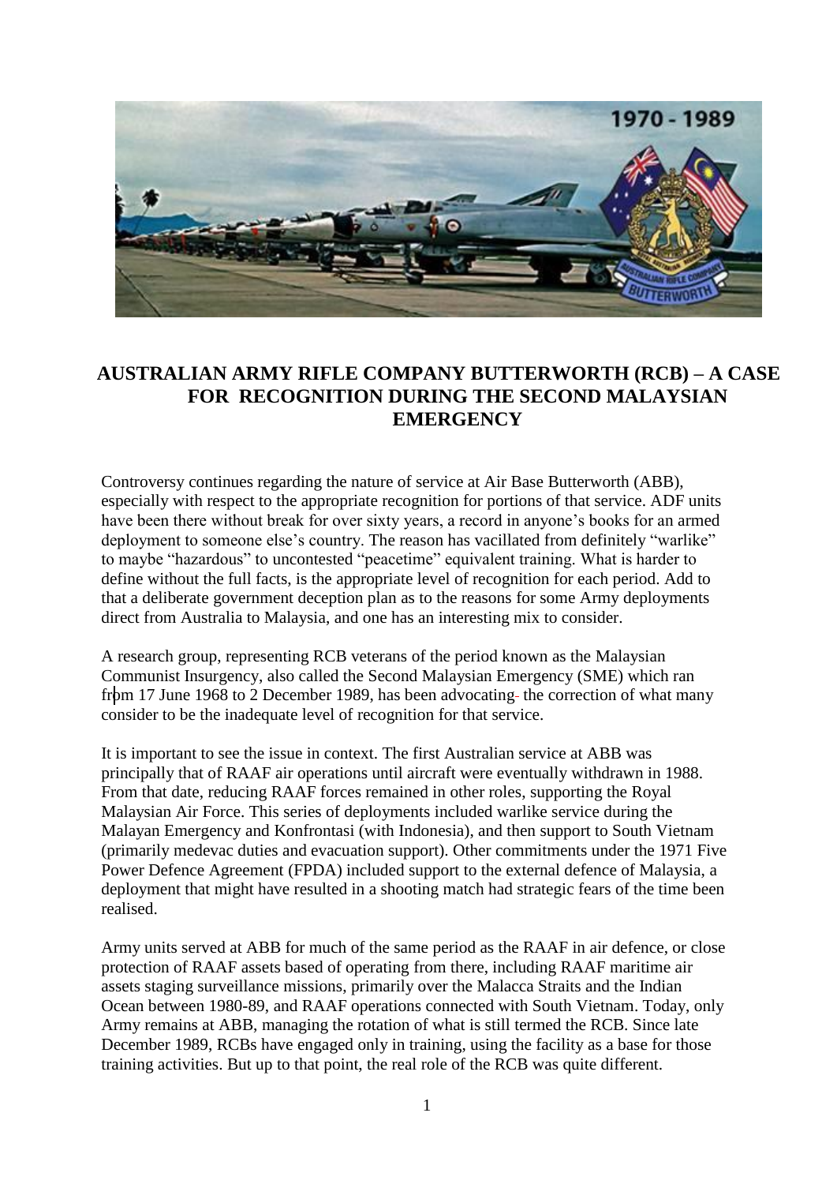# AUSTRALIAN ARMY RIFLE COMPANY BUTTERWORTH (RCB) – A CASE FOR RECOGNITION DURING THE SECOND MALAYSIAN EMERGENCY

Controversy continues regarding the nature of service at Air Base Butterworth (ABB), especially with respect to the appropriate recognition for portions of that service. ADF units have been there without break for over sixty years, a record in anyone's books for an armed deployment to someone else's country. The reason has vacillated from definitely "warlike" to maybe "hazardous" to uncontested "peacetime" equivalent training. What is harder to define without the full facts, is the appropriate level of recognition for each period. Add to that a deliberate government deception plan as to the reasons for some Army deployments direct from Australia to Malaysia, and one has an interesting mix to consider.

A research group, representing RCB veterans of the period known as the Malaysian Communist Insurgency, also called the Second Malaysian Emergency (SME) which ran from 17 June 1968 to 2 December 1989, has been advocating the correction of what many consider to be the inadequate level of recognition for that service.

It is important to see the issue in context. The first Australian service at ABB was principally that of RAAF air operations until aircraft were eventually withdrawn in 1988. From that date, reducing RAAF forces remained in other roles, supporting the Royal Malaysian Air Force. This series of deployments included warlike service during the Malayan Emergency and Konfrontasi (with Indonesia), and then support to South Vietnam (primarily medevac duties and evacuation support). Other commitments under the 1971 Five Power Defence Agreement (FPDA) included support to the external defence of Malaysia, a deployment that might have resulted in a shooting match had strategic fears of the time been realised.

Army units served at ABB for much of the same period as the RAAF in air defence, or close protection of RAAF assets based of operating from there, including RAAF maritime air assets staging surveillance missions, primarily over the Malacca Straits and the Indian Ocean between 1980-89, and RAAF operations connected with South Vietnam. Today, only Army remains at ABB, managing the rotation of what is still termed the RCB. Since late December 1989, RCBs have engaged only in training, using the facility as a base for those training activities. But up to that point, the real role of the RCB was quite different.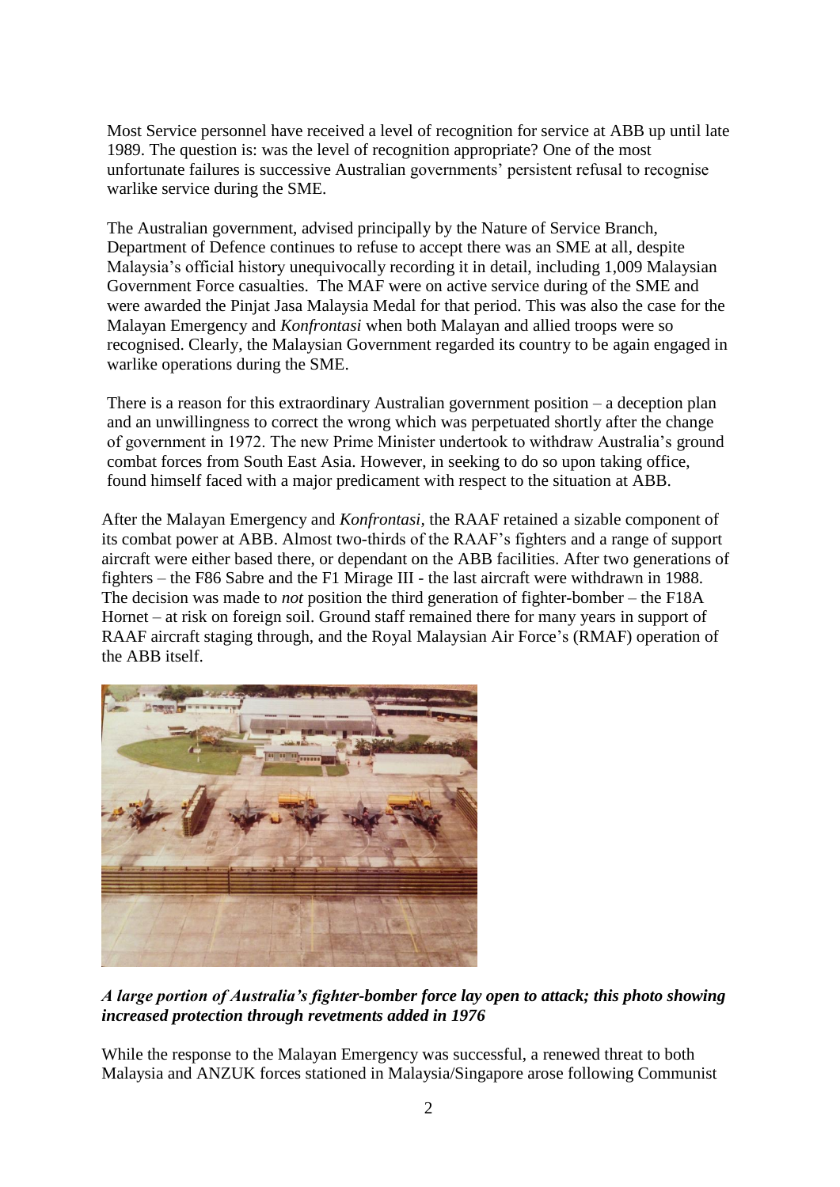Most Service personnel have received a level of recognition for service at ABB up until late 1989. The question is: was the level of recognition appropriate? One of the most unfortunate failures is successive Australian governments' persistent refusal to recognise warlike service during the SME.

The Australian government, advised principally by the Nature of Service Branch, Department of Defence continues to refuse to accept there was an SME at all, despite Malaysia's official history unequivocally recording it in detail, including 1,009 Malaysian Government Force casualties. The MAF were on active service during of the SME and were awarded the Pinjat Jasa Malaysia Medal for that period. This was also the case for the Malayan Emergency and *Konfrontasi* when both Malayan and allied troops were so recognised. Clearly, the Malaysian Government regarded its country to be again engaged in warlike operations during the SME.

There is a reason for this extraordinary Australian government position – a deception plan and an unwillingness to correct the wrong which was perpetuated shortly after the change of government in 1972. The new Prime Minister undertook to withdraw Australia's ground combat forces from South East Asia. However, in seeking to do so upon taking office, found himself faced with a major predicament with respect to the situation at ABB.

After the Malayan Emergency and *Konfrontasi*, the RAAF retained a sizable component of its combat power at ABB. Almost two-thirds of the RAAF's fighters and a range of support aircraft were either based there, or dependant on the ABB facilities. After two generations of fighters – the F86 Sabre and the F1 Mirage III - the last aircraft were withdrawn in 1988. The decision was made to *not* position the third generation of fighter-bomber – the F18A Hornet – at risk on foreign soil. Ground staff remained there for many years in support of RAAF aircraft staging through, and the Royal Malaysian Air Force's (RMAF) operation of the ABB itself.

***A large portion of Australia's fighter-bomber force lay open to attack; this photo showing increased protection through revetments added in 1976***

While the response to the Malayan Emergency was successful, a renewed threat to both Malaysia and ANZUK forces stationed in Malaysia/Singapore arose following Communist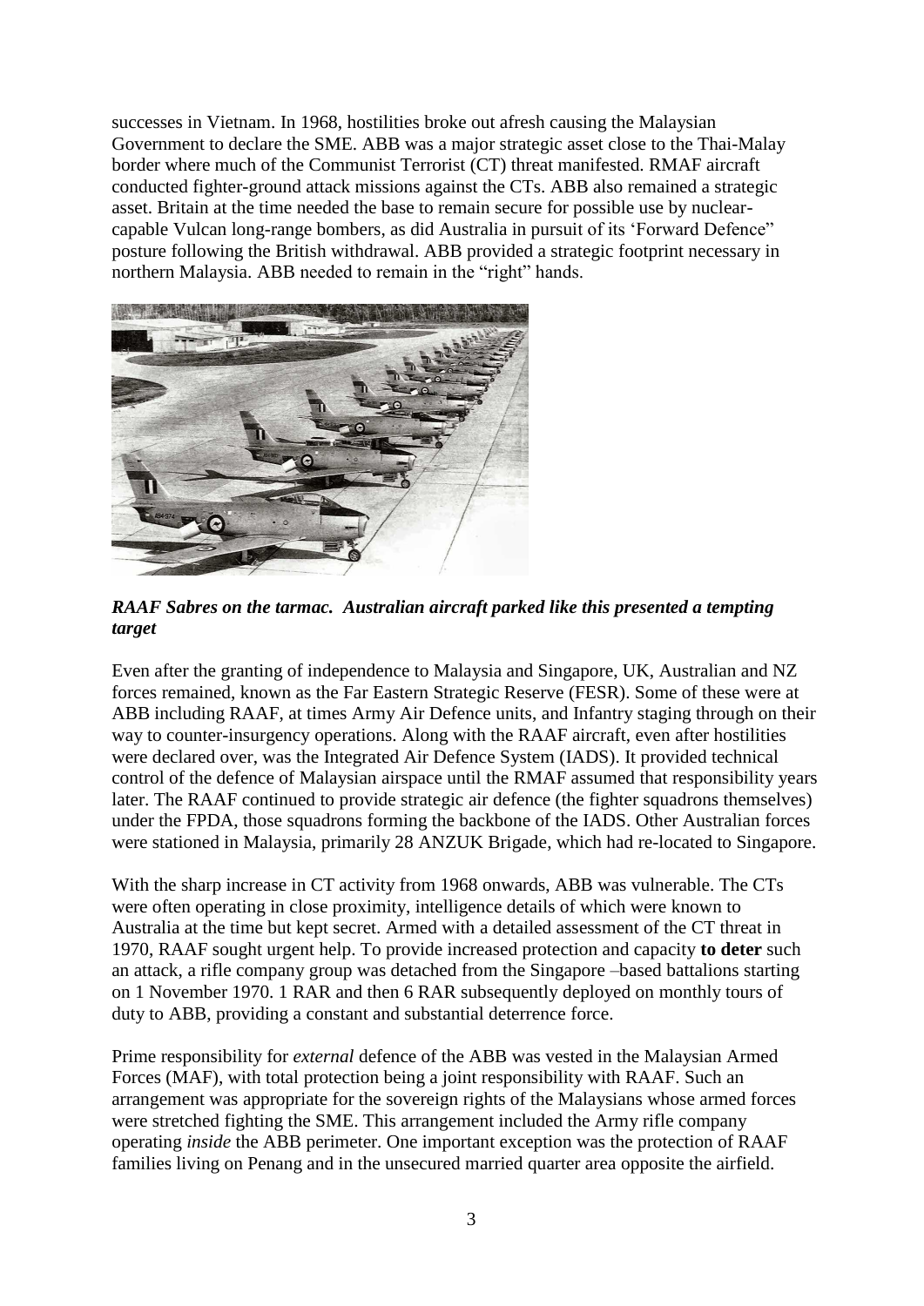successes in Vietnam. In 1968, hostilities broke out afresh causing the Malaysian Government to declare the SME. ABB was a major strategic asset close to the Thai-Malay border where much of the Communist Terrorist (CT) threat manifested. RMAF aircraft conducted fighter-ground attack missions against the CTs. ABB also remained a strategic asset. Britain at the time needed the base to remain secure for possible use by nuclear-capable Vulcan long-range bombers, as did Australia in pursuit of its 'Forward Defence" posture following the British withdrawal. ABB provided a strategic footprint necessary in northern Malaysia. ABB needed to remain in the "right" hands.

***RAAF Sabres on the tarmac. Australian aircraft parked like this presented a tempting target***

Even after the granting of independence to Malaysia and Singapore, UK, Australian and NZ forces remained, known as the Far Eastern Strategic Reserve (FESR). Some of these were at ABB including RAAF, at times Army Air Defence units, and Infantry staging through on their way to counter-insurgency operations. Along with the RAAF aircraft, even after hostilities were declared over, was the Integrated Air Defence System (IADS). It provided technical control of the defence of Malaysian airspace until the RMAF assumed that responsibility years later. The RAAF continued to provide strategic air defence (the fighter squadrons themselves) under the FPDA, those squadrons forming the backbone of the IADS. Other Australian forces were stationed in Malaysia, primarily 28 ANZUK Brigade, which had re-located to Singapore.

With the sharp increase in CT activity from 1968 onwards, ABB was vulnerable. The CTs were often operating in close proximity, intelligence details of which were known to Australia at the time but kept secret. Armed with a detailed assessment of the CT threat in 1970, RAAF sought urgent help. To provide increased protection and capacity **to deter** such an attack, a rifle company group was detached from the Singapore –based battalions starting on 1 November 1970. 1 RAR and then 6 RAR subsequently deployed on monthly tours of duty to ABB, providing a constant and substantial deterrence force.

Prime responsibility for *external* defence of the ABB was vested in the Malaysian Armed Forces (MAF), with total protection being a joint responsibility with RAAF. Such an arrangement was appropriate for the sovereign rights of the Malaysians whose armed forces were stretched fighting the SME. This arrangement included the Army rifle company operating *inside* the ABB perimeter. One important exception was the protection of RAAF families living on Penang and in the unsecured married quarter area opposite the airfield.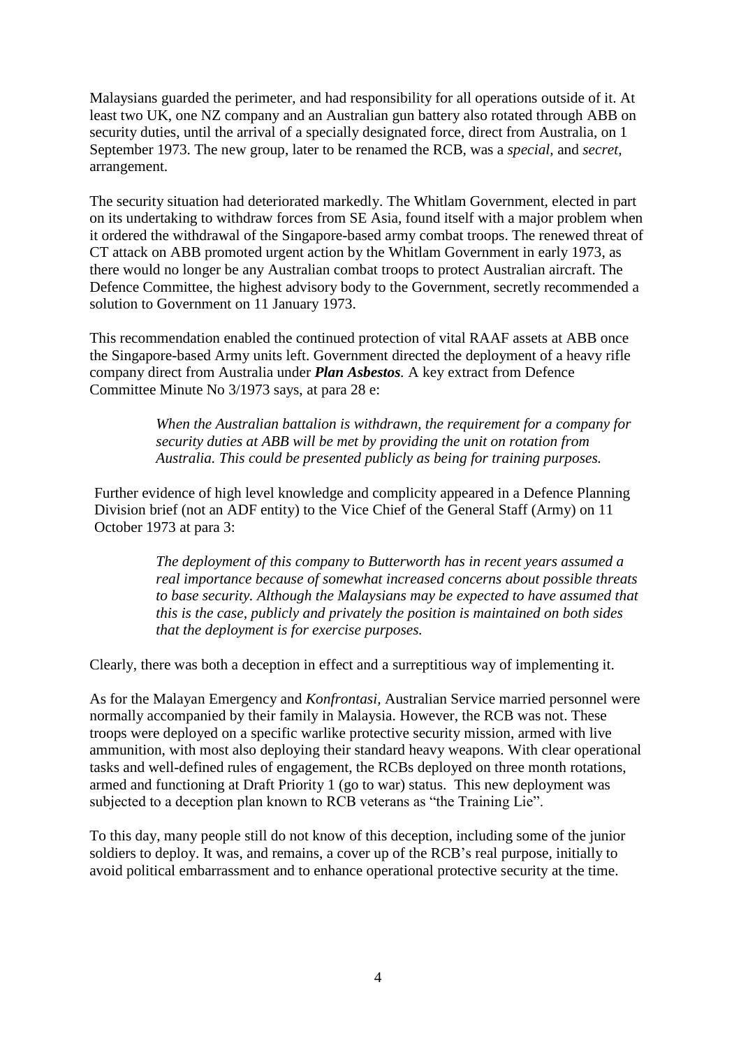Malaysians guarded the perimeter, and had responsibility for all operations outside of it. At least two UK, one NZ company and an Australian gun battery also rotated through ABB on security duties, until the arrival of a specially designated force, direct from Australia, on 1 September 1973. The new group, later to be renamed the RCB, was a *special,* and *secret,* arrangement.

The security situation had deteriorated markedly. The Whitlam Government, elected in part on its undertaking to withdraw forces from SE Asia, found itself with a major problem when it ordered the withdrawal of the Singapore-based army combat troops. The renewed threat of CT attack on ABB promoted urgent action by the Whitlam Government in early 1973, as there would no longer be any Australian combat troops to protect Australian aircraft. The Defence Committee, the highest advisory body to the Government, secretly recommended a solution to Government on 11 January 1973.

This recommendation enabled the continued protection of vital RAAF assets at ABB once the Singapore-based Army units left. Government directed the deployment of a heavy rifle company direct from Australia under ***Plan Asbestos.*** A key extract from Defence Committee Minute No 3/1973 says, at para 28 e:

> *When the Australian battalion is withdrawn, the requirement for a company for security duties at ABB will be met by providing the unit on rotation from Australia. This could be presented publicly as being for training purposes.*

Further evidence of high level knowledge and complicity appeared in a Defence Planning Division brief (not an ADF entity) to the Vice Chief of the General Staff (Army) on 11 October 1973 at para 3:

> *The deployment of this company to Butterworth has in recent years assumed a real importance because of somewhat increased concerns about possible threats to base security. Although the Malaysians may be expected to have assumed that this is the case, publicly and privately the position is maintained on both sides that the deployment is for exercise purposes.*

Clearly, there was both a deception in effect and a surreptitious way of implementing it.

As for the Malayan Emergency and *Konfrontasi,* Australian Service married personnel were normally accompanied by their family in Malaysia. However, the RCB was not. These troops were deployed on a specific warlike protective security mission, armed with live ammunition, with most also deploying their standard heavy weapons. With clear operational tasks and well-defined rules of engagement, the RCBs deployed on three month rotations, armed and functioning at Draft Priority 1 (go to war) status. This new deployment was subjected to a deception plan known to RCB veterans as "the Training Lie".

To this day, many people still do not know of this deception, including some of the junior soldiers to deploy. It was, and remains, a cover up of the RCB's real purpose, initially to avoid political embarrassment and to enhance operational protective security at the time.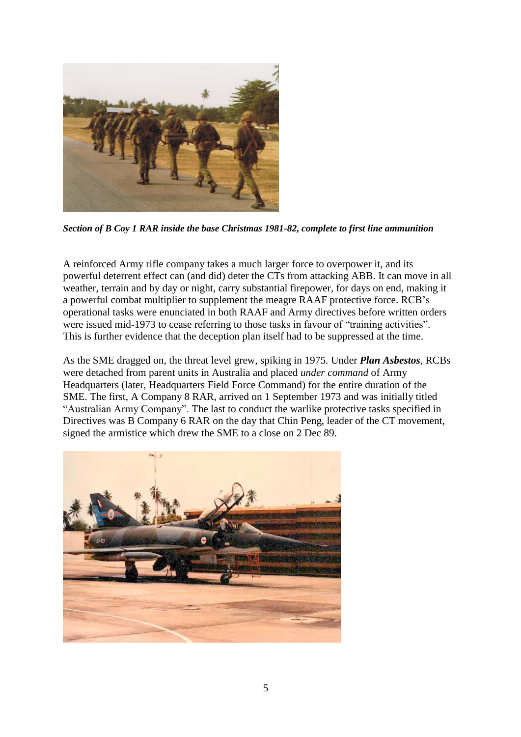*__Section of B Coy 1 RAR inside the base Christmas 1981-82, complete to first line ammunition__*

A reinforced Army rifle company takes a much larger force to overpower it, and its powerful deterrent effect can (and did) deter the CTs from attacking ABB. It can move in all weather, terrain and by day or night, carry substantial firepower, for days on end, making it a powerful combat multiplier to supplement the meagre RAAF protective force. RCB's operational tasks were enunciated in both RAAF and Army directives before written orders were issued mid-1973 to cease referring to those tasks in favour of "training activities". This is further evidence that the deception plan itself had to be suppressed at the time.

As the SME dragged on, the threat level grew, spiking in 1975. Under ***Plan Asbestos***, RCBs were detached from parent units in Australia and placed *under command* of Army Headquarters (later, Headquarters Field Force Command) for the entire duration of the SME. The first, A Company 8 RAR, arrived on 1 September 1973 and was initially titled "Australian Army Company". The last to conduct the warlike protective tasks specified in Directives was B Company 6 RAR on the day that Chin Peng, leader of the CT movement, signed the armistice which drew the SME to a close on 2 Dec 89.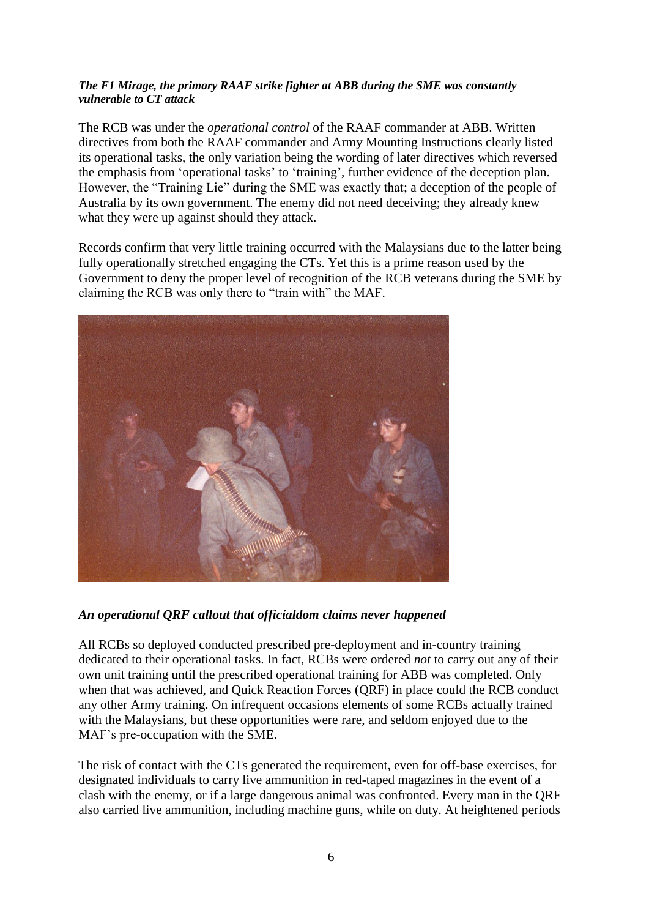***The F1 Mirage, the primary RAAF strike fighter at ABB during the SME was constantly vulnerable to CT attack***

The RCB was under the *operational control* of the RAAF commander at ABB. Written directives from both the RAAF commander and Army Mounting Instructions clearly listed its operational tasks, the only variation being the wording of later directives which reversed the emphasis from 'operational tasks' to 'training', further evidence of the deception plan. However, the "Training Lie" during the SME was exactly that; a deception of the people of Australia by its own government. The enemy did not need deceiving; they already knew what they were up against should they attack.

Records confirm that very little training occurred with the Malaysians due to the latter being fully operationally stretched engaging the CTs. Yet this is a prime reason used by the Government to deny the proper level of recognition of the RCB veterans during the SME by claiming the RCB was only there to "train with" the MAF.

***An operational QRF callout that officialdom claims never happened***

All RCBs so deployed conducted prescribed pre-deployment and in-country training dedicated to their operational tasks. In fact, RCBs were ordered *not* to carry out any of their own unit training until the prescribed operational training for ABB was completed. Only when that was achieved, and Quick Reaction Forces (QRF) in place could the RCB conduct any other Army training. On infrequent occasions elements of some RCBs actually trained with the Malaysians, but these opportunities were rare, and seldom enjoyed due to the MAF's pre-occupation with the SME.

The risk of contact with the CTs generated the requirement, even for off-base exercises, for designated individuals to carry live ammunition in red-taped magazines in the event of a clash with the enemy, or if a large dangerous animal was confronted. Every man in the QRF also carried live ammunition, including machine guns, while on duty. At heightened periods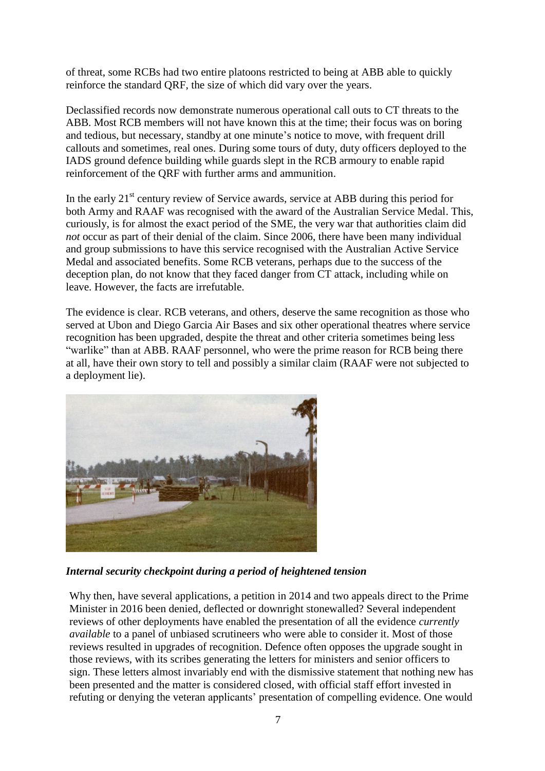of threat, some RCBs had two entire platoons restricted to being at ABB able to quickly reinforce the standard QRF, the size of which did vary over the years.

Declassified records now demonstrate numerous operational call outs to CT threats to the ABB. Most RCB members will not have known this at the time; their focus was on boring and tedious, but necessary, standby at one minute's notice to move, with frequent drill callouts and sometimes, real ones. During some tours of duty, duty officers deployed to the IADS ground defence building while guards slept in the RCB armoury to enable rapid reinforcement of the QRF with further arms and ammunition.

In the early 21st century review of Service awards, service at ABB during this period for both Army and RAAF was recognised with the award of the Australian Service Medal. This, curiously, is for almost the exact period of the SME, the very war that authorities claim did *not* occur as part of their denial of the claim. Since 2006, there have been many individual and group submissions to have this service recognised with the Australian Active Service Medal and associated benefits. Some RCB veterans, perhaps due to the success of the deception plan, do not know that they faced danger from CT attack, including while on leave. However, the facts are irrefutable.

The evidence is clear. RCB veterans, and others, deserve the same recognition as those who served at Ubon and Diego Garcia Air Bases and six other operational theatres where service recognition has been upgraded, despite the threat and other criteria sometimes being less "warlike" than at ABB. RAAF personnel, who were the prime reason for RCB being there at all, have their own story to tell and possibly a similar claim (RAAF were not subjected to a deployment lie).

***Internal security checkpoint during a period of heightened tension***

Why then, have several applications, a petition in 2014 and two appeals direct to the Prime Minister in 2016 been denied, deflected or downright stonewalled? Several independent reviews of other deployments have enabled the presentation of all the evidence *currently available* to a panel of unbiased scrutineers who were able to consider it. Most of those reviews resulted in upgrades of recognition. Defence often opposes the upgrade sought in those reviews, with its scribes generating the letters for ministers and senior officers to sign. These letters almost invariably end with the dismissive statement that nothing new has been presented and the matter is considered closed, with official staff effort invested in refuting or denying the veteran applicants' presentation of compelling evidence. One would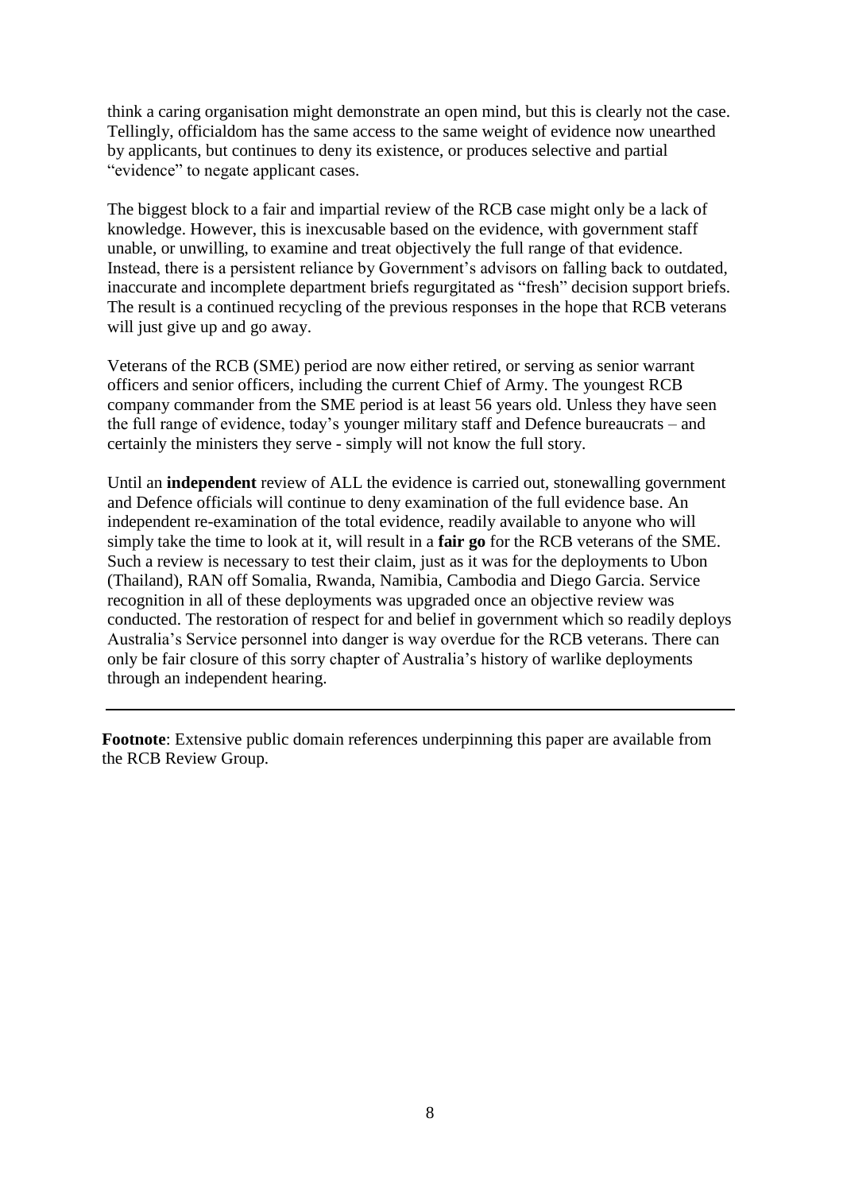think a caring organisation might demonstrate an open mind, but this is clearly not the case. Tellingly, officialdom has the same access to the same weight of evidence now unearthed by applicants, but continues to deny its existence, or produces selective and partial "evidence" to negate applicant cases.

The biggest block to a fair and impartial review of the RCB case might only be a lack of knowledge. However, this is inexcusable based on the evidence, with government staff unable, or unwilling, to examine and treat objectively the full range of that evidence. Instead, there is a persistent reliance by Government's advisors on falling back to outdated, inaccurate and incomplete department briefs regurgitated as "fresh" decision support briefs. The result is a continued recycling of the previous responses in the hope that RCB veterans will just give up and go away.

Veterans of the RCB (SME) period are now either retired, or serving as senior warrant officers and senior officers, including the current Chief of Army. The youngest RCB company commander from the SME period is at least 56 years old. Unless they have seen the full range of evidence, today's younger military staff and Defence bureaucrats – and certainly the ministers they serve - simply will not know the full story.

Until an **independent** review of ALL the evidence is carried out, stonewalling government and Defence officials will continue to deny examination of the full evidence base. An independent re-examination of the total evidence, readily available to anyone who will simply take the time to look at it, will result in a **fair go** for the RCB veterans of the SME. Such a review is necessary to test their claim, just as it was for the deployments to Ubon (Thailand), RAN off Somalia, Rwanda, Namibia, Cambodia and Diego Garcia. Service recognition in all of these deployments was upgraded once an objective review was conducted. The restoration of respect for and belief in government which so readily deploys Australia's Service personnel into danger is way overdue for the RCB veterans. There can only be fair closure of this sorry chapter of Australia's history of warlike deployments through an independent hearing.

---

**Footnote**: Extensive public domain references underpinning this paper are available from the RCB Review Group.